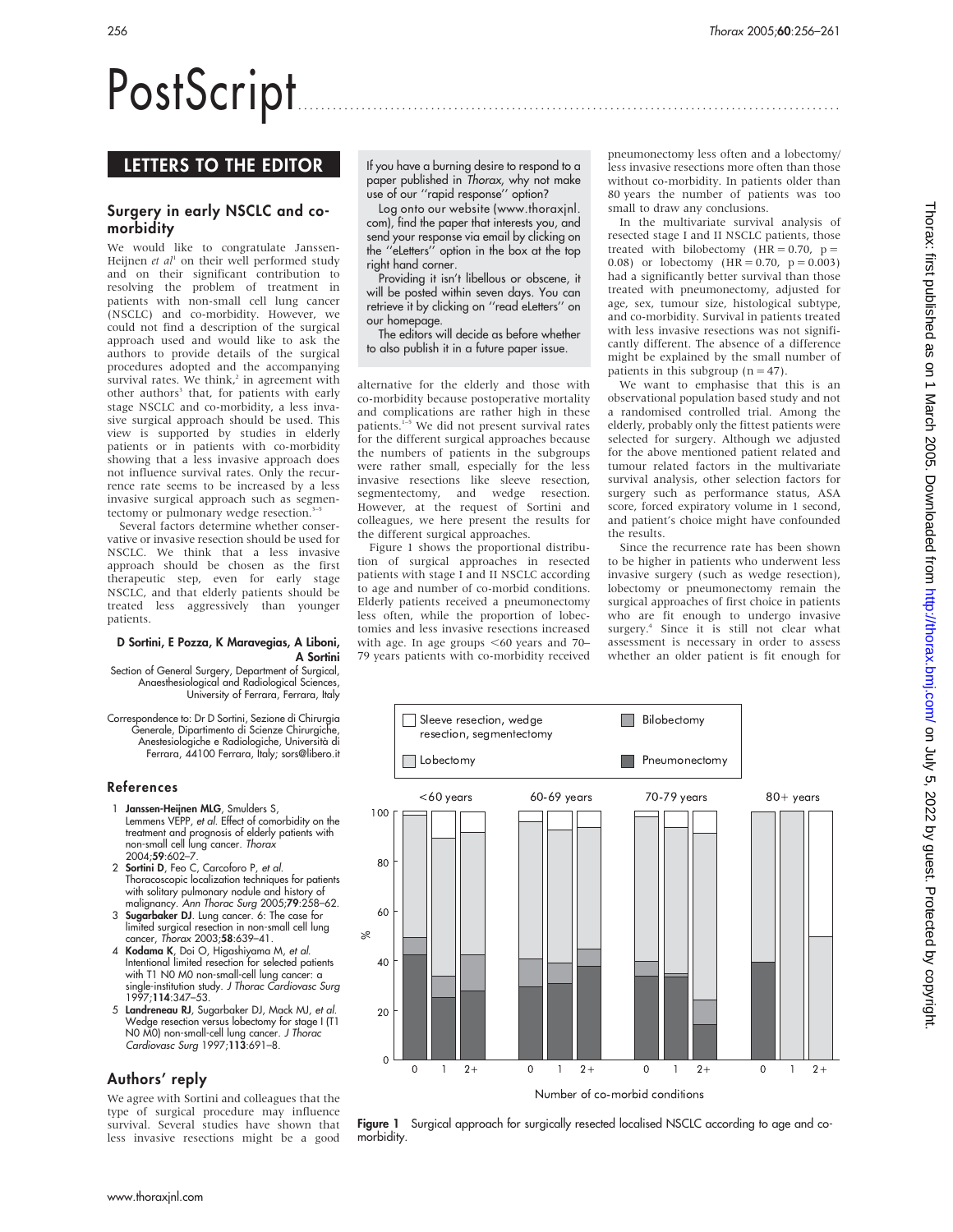# PostScript

## LETTERS TO THE EDITOR

### Surgery in early NSCLC and co-morbidity

We would like to congratulate Janssen-Heijnen *et al*[1] on their well performed study and on their significant contribution to resolving the problem of treatment in patients with non-small cell lung cancer (NSCLC) and co-morbidity. However, we could not find a description of the surgical approach used and would like to ask the authors to provide details of the surgical procedures adopted and the accompanying survival rates. We think,[2] in agreement with other authors[3] that, for patients with early stage NSCLC and co-morbidity, a less invasive surgical approach should be used. This view is supported by studies in elderly patients or in patients with co-morbidity showing that a less invasive approach does not influence survival rates. Only the recurrence rate seems to be increased by a less invasive surgical approach such as segmentectomy or pulmonary wedge resection.[3–5]

Several factors determine whether conservative or invasive resection should be used for NSCLC. We think that a less invasive approach should be chosen as the first therapeutic step, even for early stage NSCLC, and that elderly patients should be treated less aggressively than younger patients.

**D Sortini, E Pozza, K Maravegias, A Liboni, A Sortini**

Section of General Surgery, Department of Surgical, Anaesthesiological and Radiological Sciences, University of Ferrara, Ferrara, Italy

Correspondence to: Dr D Sortini, Sezione di Chirurgia Generale, Dipartimento di Scienze Chirurgiche, Anestesiologiche e Radiologiche, Università di Ferrara, 44100 Ferrara, Italy; sors@libero.it

#### References

1. **Janssen-Heijnen MLG**, Smulders S, Lemmens VEPP, *et al.* Effect of comorbidity on the treatment and prognosis of elderly patients with non-small cell lung cancer. *Thorax* 2004;**59**:602–7.
2. **Sortini D**, Feo C, Carcoforo P, *et al.* Thoracoscopic localization techniques for patients with solitary pulmonary nodule and history of malignancy. *Ann Thorac Surg* 2005;**79**:258–62.
3. **Sugarbaker DJ**. Lung cancer. 6: The case for limited surgical resection in non-small cell lung cancer, *Thorax* 2003;**58**:639–41.
4. **Kodama K**, Doi O, Higashiyama M, *et al.* Intentional limited resection for selected patients with T1 N0 M0 non-small-cell lung cancer: a single-institution study. *J Thorac Cardiovasc Surg* 1997;**114**:347–53.
5. **Landreneau RJ**, Sugarbaker DJ, Mack MJ, *et al.* Wedge resection versus lobectomy for stage I (T1 N0 M0) non-small-cell lung cancer. *J Thorac Cardiovasc Surg* 1997;**113**:691–8.

If you have a burning desire to respond to a paper published in *Thorax*, why not make use of our "rapid response" option?

Log onto our website (www.thoraxjnl.com), find the paper that interests you, and send your response via email by clicking on the "eLetters" option in the box at the top right hand corner.

Providing it isn't libellous or obscene, it will be posted within seven days. You can retrieve it by clicking on "read eLetters" on our homepage.

The editors will decide as before whether to also publish it in a future paper issue.

### Authors' reply

We agree with Sortini and colleagues that the type of surgical procedure may influence survival. Several studies have shown that less invasive resections might be a good alternative for the elderly and those with co-morbidity because postoperative mortality and complications are rather high in these patients.[1–3] We did not present survival rates for the different surgical approaches because the numbers of patients in the subgroups were rather small, especially for the less invasive resections like sleeve resection, segmentectomy, and wedge resection. However, at the request of Sortini and colleagues, we here present the results for the different surgical approaches.

Figure 1 shows the proportional distribution of surgical approaches in resected patients with stage I and II NSCLC according to age and number of co-morbid conditions. Elderly patients received a pneumonectomy less often, while the proportion of lobectomies and less invasive resections increased with age. In age groups <60 years and 70–79 years patients with co-morbidity received pneumonectomy less often and a lobectomy/less invasive resections more often than those without co-morbidity. In patients older than 80 years the number of patients was too small to draw any conclusions.

In the multivariate survival analysis of resected stage I and II NSCLC patients, those treated with bilobectomy (HR = 0.70, p = 0.08) or lobectomy (HR = 0.70, p = 0.003) had a significantly better survival than those treated with pneumonectomy, adjusted for age, sex, tumour size, histological subtype, and co-morbidity. Survival in patients treated with less invasive resections was not significantly different. The absence of a difference might be explained by the small number of patients in this subgroup (n = 47).

We want to emphasise that this is an observational population based study and not a randomised controlled trial. Among the elderly, probably only the fittest patients were selected for surgery. Although we adjusted for the above mentioned patient related and tumour related factors in the multivariate survival analysis, other selection factors for surgery such as performance status, ASA score, forced expiratory volume in 1 second, and patient's choice might have confounded the results.

Since the recurrence rate has been shown to be higher in patients who underwent less invasive surgery (such as wedge resection), lobectomy or pneumonectomy remain the surgical approaches of first choice in patients who are fit enough to undergo invasive surgery.[4] Since it is still not clear what assessment is necessary in order to assess whether an older patient is fit enough for

**Figure 1** Surgical approach for surgically resected localised NSCLC according to age and co-morbidity.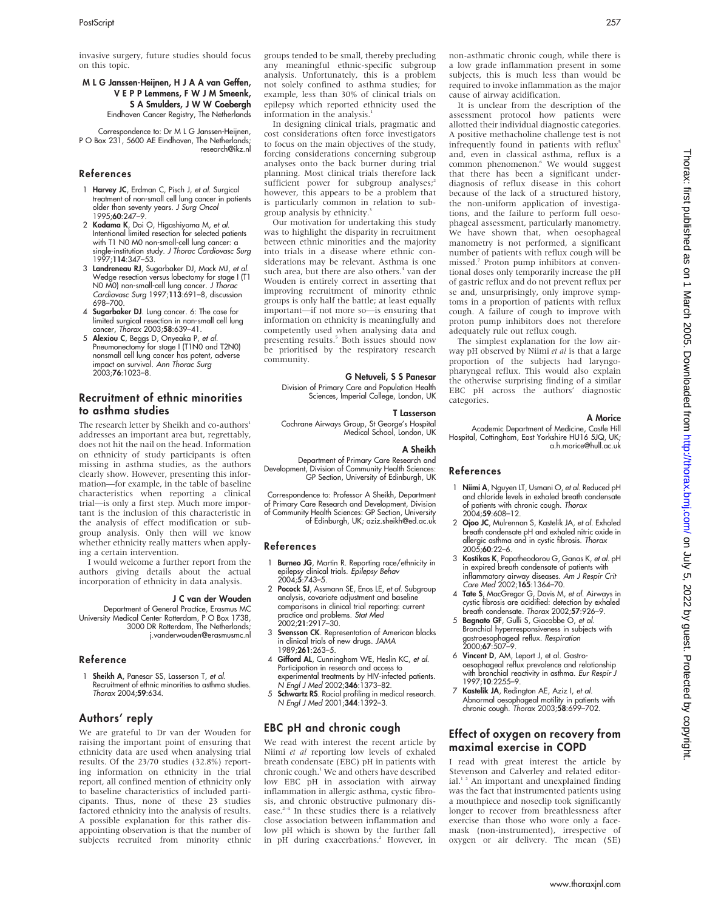invasive surgery, future studies should focus on this topic.

**M L G Janssen-Heijnen, H J A A van Geffen, V E P P Lemmens, F W J M Smeenk, S A Smulders, J W W Coebergh**
Eindhoven Cancer Registry, The Netherlands

Correspondence to: Dr M L G Janssen-Heijnen, P O Box 231, 5600 AE Eindhoven, The Netherlands; research@ikz.nl

### References

1. **Harvey JC**, Erdman C, Pisch J, *et al*. Surgical treatment of non-small cell lung cancer in patients older than seventy years. *J Surg Oncol* 1995;**60**:247–9.
2. **Kodama K**, Doi O, Higashiyama M, *et al*. Intentional limited resection for selected patients with T1 N0 M0 non-small-cell lung cancer: a single-institution study. *J Thorac Cardiovasc Surg* 1997;**114**:347–53.
3. **Landreneau RJ**, Sugarbaker DJ, Mack MJ, *et al*. Wedge resection versus lobectomy for stage I (T1 N0 M0) non-small-cell lung cancer. *J Thorac Cardiovasc Surg* 1997;**113**:691–8, discussion 698–700.
4. **Sugarbaker DJ**. Lung cancer. 6: The case for limited surgical resection in non-small cell lung cancer, *Thorax* 2003;**58**:639–41.
5. **Alexiou C**, Beggs D, Onyeaka P, *et al*. Pneumonectomy for stage I (T1N0 and T2N0) nonsmall cell lung cancer has potent, adverse impact on survival. *Ann Thorac Surg* 2003;**76**:1023–8.

## Recruitment of ethnic minorities to asthma studies

The research letter by Sheikh and co-authors[1] addresses an important area but, regrettably, does not hit the nail on the head. Information on ethnicity of study participants is often missing in asthma studies, as the authors clearly show. However, presenting this information—for example, in the table of baseline characteristics when reporting a clinical trial—is only a first step. Much more important is the inclusion of this characteristic in the analysis of effect modification or subgroup analysis. Only then will we know whether ethnicity really matters when applying a certain intervention.

I would welcome a further report from the authors giving details about the actual incorporation of ethnicity in data analysis.

**J C van der Wouden**
Department of General Practice, Erasmus MC University Medical Center Rotterdam, P O Box 1738, 3000 DR Rotterdam, The Netherlands; j.vanderwouden@erasmusmc.nl

### Reference

1. **Sheikh A**, Panesar SS, Lasserson T, *et al*. Recruitment of ethnic minorities to asthma studies. *Thorax* 2004;**59**:634.

## Authors' reply

We are grateful to Dr van der Wouden for raising the important point of ensuring that ethnicity data are used when analysing trial results. Of the 23/70 studies (32.8%) reporting information on ethnicity in the trial report, all confined mention of ethnicity only to baseline characteristics of included participants. Thus, none of these 23 studies factored ethnicity into the analysis of results. A possible explanation for this rather disappointing observation is that the number of subjects recruited from minority ethnic groups tended to be small, thereby precluding any meaningful ethnic-specific subgroup analysis. Unfortunately, this is a problem not solely confined to asthma studies; for example, less than 30% of clinical trials on epilepsy which reported ethnicity used the information in the analysis.[1]

In designing clinical trials, pragmatic and cost considerations often force investigators to focus on the main objectives of the study, forcing considerations concerning subgroup analyses onto the back burner during trial planning. Most clinical trials therefore lack sufficient power for subgroup analyses;[2] however, this appears to be a problem that is particularly common in relation to subgroup analysis by ethnicity.[3]

Our motivation for undertaking this study was to highlight the disparity in recruitment between ethnic minorities and the majority into trials in a disease where ethnic considerations may be relevant. Asthma is one such area, but there are also others.[4] van der Wouden is entirely correct in asserting that improving recruitment of minority ethnic groups is only half the battle; at least equally important—if not more so—is ensuring that information on ethnicity is meaningfully and competently used when analysing data and presenting results.[5] Both issues should now be prioritised by the respiratory research community.

**G Netuveli, S S Panesar**
Division of Primary Care and Population Health Sciences, Imperial College, London, UK

**T Lasserson**
Cochrane Airways Group, St George's Hospital Medical School, London, UK

**A Sheikh**
Department of Primary Care Research and Development, Division of Community Health Sciences: GP Section, University of Edinburgh, UK

Correspondence to: Professor A Sheikh, Department of Primary Care Research and Development, Division of Community Health Sciences: GP Section, University of Edinburgh, UK; aziz.sheikh@ed.ac.uk

### References

1. **Burneo JG**, Martin R. Reporting race/ethnicity in epilepsy clinical trials. *Epilepsy Behav* 2004;**5**:743–5.
2. **Pocock SJ**, Assmann SE, Enos LE, *et al*. Subgroup analysis, covariate adjustment and baseline comparisons in clinical trial reporting: current practice and problems. *Stat Med* 2002;**21**:2917–30.
3. **Svensson CK**. Representation of American blacks in clinical trials of new drugs. *JAMA* 1989;**261**:263–5.
4. **Gifford AL**, Cunningham WE, Heslin KC, *et al*. Participation in research and access to experimental treatments by HIV-infected patients. *N Engl J Med* 2002;**346**:1373–82.
5. **Schwartz RS**. Racial profiling in medical research. *N Engl J Med* 2001;**344**:1392–3.

## EBC pH and chronic cough

We read with interest the recent article by Niimi *et al* reporting low levels of exhaled breath condensate (EBC) pH in patients with chronic cough.[1] We and others have described low EBC pH in association with airway inflammation in allergic asthma, cystic fibrosis, and chronic obstructive pulmonary disease.[2–4] In these studies there is a relatively close association between inflammation and low pH which is shown by the further fall in pH during exacerbations.[2] However, in non-asthmatic chronic cough, while there is a low grade inflammation present in some subjects, this is much less than would be required to invoke inflammation as the major cause of airway acidification.

It is unclear from the description of the assessment protocol how patients were allotted their individual diagnostic categories. A positive methacholine challenge test is not infrequently found in patients with reflux[5] and, even in classical asthma, reflux is a common phenomenon.[6] We would suggest that there has been a significant underdiagnosis of reflux disease in this cohort because of the lack of a structured history, the non-uniform application of investigations, and the failure to perform full oesophageal assessment, particularly manometry. We have shown that, when oesophageal manometry is not performed, a significant number of patients with reflux cough will be missed.[7] Proton pump inhibitors at conventional doses only temporarily increase the pH of gastric reflux and do not prevent reflux per se and, unsurprisingly, only improve symptoms in a proportion of patients with reflux cough. A failure of cough to improve with proton pump inhibitors does not therefore adequately rule out reflux cough.

The simplest explanation for the low airway pH observed by Niimi *et al* is that a large proportion of the subjects had laryngopharyngeal reflux. This would also explain the otherwise surprising finding of a similar EBC pH across the authors' diagnostic categories.

**A Morice**
Academic Department of Medicine, Castle Hill Hospital, Cottingham, East Yorkshire HU16 5JQ, UK; a.h.morice@hull.ac.uk

### References

1. **Niimi A**, Nguyen LT, Usmani O, *et al*. Reduced pH and chloride levels in exhaled breath condensate of patients with chronic cough. *Thorax* 2004;**59**:608–12.
2. **Ojoo JC**, Mulrennan S, Kastelik JA, *et al*. Exhaled breath condensate pH and exhaled nitric oxide in allergic asthma and in cystic fibrosis. *Thorax* 2005;**60**:22–6.
3. **Kostikas K**, Papatheodorou G, Ganas K, *et al*. pH in expired breath condensate of patients with inflammatory airway diseases. *Am J Respir Crit Care Med* 2002;**165**:1364–70.
4. **Tate S**, MacGregor G, Davis M, *et al*. Airways in cystic fibrosis are acidified: detection by exhaled breath condensate. *Thorax* 2002;**57**:926–9.
5. **Bagnato GF**, Gulli S, Giacobbe O, *et al*. Bronchial hyperresponsiveness in subjects with gastroesophageal reflux. *Respiration* 2000;**67**:507–9.
6. **Vincent D**, AM, Leport J, et al. Gastro-oesophageal reflux prevalence and relationship with bronchial reactivity in asthma. *Eur Respir J* 1997;**10**:2255–9.
7. **Kastelik JA**, Redington AE, Aziz I, *et al*. Abnormal oesophageal motility in patients with chronic cough. *Thorax* 2003;**58**:699–702.

## Effect of oxygen on recovery from maximal exercise in COPD

I read with great interest the article by Stevenson and Calverley and related editorial.[1 2] An important and unexplained finding was the fact that instrumented patients using a mouthpiece and noseclip took significantly longer to recover from breathlessness after exercise than those who wore only a facemask (non-instrumented), irrespective of oxygen or air delivery. The mean (SE)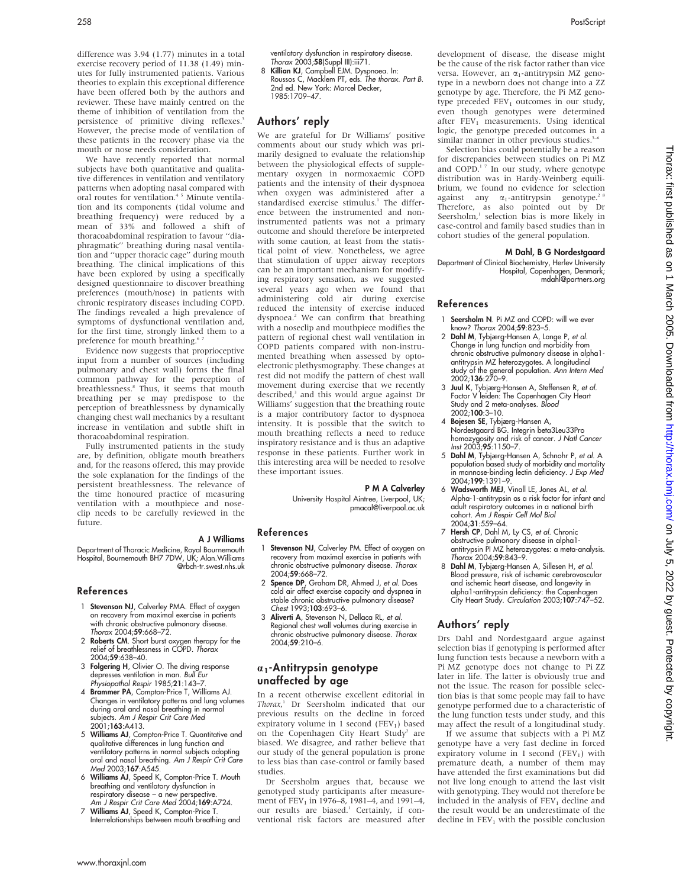difference was 3.94 (1.77) minutes in a total exercise recovery period of 11.38 (1.49) minutes for fully instrumented patients. Various theories to explain this exceptional difference have been offered both by the authors and reviewer. These have mainly centred on the theme of inhibition of ventilation from the persistence of primitive diving reflexes.[3] However, the precise mode of ventilation of these patients in the recovery phase via the mouth or nose needs consideration.

We have recently reported that normal subjects have both quantitative and qualitative differences in ventilation and ventilatory patterns when adopting nasal compared with oral routes for ventilation.[4 5] Minute ventilation and its components (tidal volume and breathing frequency) were reduced by a mean of 33% and followed a shift of thoracoabdominal respiration to favour "diaphragmatic" breathing during nasal ventilation and "upper thoracic cage" during mouth breathing. The clinical implications of this have been explored by using a specifically designed questionnaire to discover breathing preferences (mouth/nose) in patients with chronic respiratory diseases including COPD. The findings revealed a high prevalence of symptoms of dysfunctional ventilation and, for the first time, strongly linked them to a preference for mouth breathing.[6 7]

Evidence now suggests that proprioceptive input from a number of sources (including pulmonary and chest wall) forms the final common pathway for the perception of breathlessness.[8] Thus, it seems that mouth breathing per se may predispose to the perception of breathlessness by dynamically changing chest wall mechanics by a resultant increase in ventilation and subtle shift in thoracoabdominal respiration.

Fully instrumented patients in the study are, by definition, obligate mouth breathers and, for the reasons offered, this may provide the sole explanation for the findings of the persistent breathlessness. The relevance of the time honoured practice of measuring ventilation with a mouthpiece and noseclip needs to be carefully reviewed in the future.

**A J Williams**

Department of Thoracic Medicine, Royal Bournemouth Hospital, Bournemouth BH7 7DW, UK; Alan.Williams@rbch-tr.swest.nhs.uk

### References

1. **Stevenson NJ**, Calverley PMA. Effect of oxygen on recovery from maximal exercise in patients with chronic obstructive pulmonary disease. *Thorax* 2004;**59**:668–72.
2. **Roberts CM**. Short burst oxygen therapy for the relief of breathlessness in COPD. *Thorax* 2004;**59**:638–40.
3. **Folgering H**, Olivier O. The diving response depresses ventilation in man. *Bull Eur Physiopathol Respir* 1985;**21**:143–7.
4. **Brammer PA**, Compton-Price T, Williams AJ. Changes in ventilatory patterns and lung volumes during oral and nasal breathing in normal subjects. *Am J Respir Crit Care Med* 2001;**163**:A413.
5. **Williams AJ**, Compton-Price T. Quantitative and qualitative differences in lung function and ventilatory patterns in normal subjects adopting oral and nasal breathing. *Am J Respir Crit Care Med* 2003;**167**:A545.
6. **Williams AJ**, Speed K, Compton-Price T. Mouth breathing and ventilatory dysfunction in respiratory disease – a new perspective. *Am J Respir Crit Care Med* 2004;**169**:A724.
7. **Williams AJ**, Speed K, Compton-Price T. Interrelationships between mouth breathing and ventilatory dysfunction in respiratory disease. *Thorax* 2003;**58**(Suppl III):iii71.
8. **Killian KJ**, Campbell EJM. Dyspnoea. In: Roussos C, Macklem PT, eds. *The thorax. Part B.* 2nd ed. New York: Marcel Decker, 1985:1709–47.

## Authors' reply

We are grateful for Dr Williams' positive comments about our study which was primarily designed to evaluate the relationship between the physiological effects of supplementary oxygen in normoxaemic COPD patients and the intensity of their dyspnoea when oxygen was administered after a standardised exercise stimulus.[1] The difference between the instrumented and non-instrumented patients was not a primary outcome and should therefore be interpreted with some caution, at least from the statistical point of view. Nonetheless, we agree that stimulation of upper airway receptors can be an important mechanism for modifying respiratory sensation, as we suggested several years ago when we found that administering cold air during exercise reduced the intensity of exercise induced dyspnoea.[2] We can confirm that breathing with a noseclip and mouthpiece modifies the pattern of regional chest wall ventilation in COPD patients compared with non-instrumented breathing when assessed by optoelectronic plethysmography. These changes at rest did not modify the pattern of chest wall movement during exercise that we recently described,[3] and this would argue against Dr Williams' suggestion that the breathing route is a major contributory factor to dyspnoea intensity. It is possible that the switch to mouth breathing reflects a need to reduce inspiratory resistance and is thus an adaptive response in these patients. Further work in this interesting area will be needed to resolve these important issues.

**P M A Calverley**

University Hospital Aintree, Liverpool, UK; pmacal@liverpool.ac.uk

### References

1. **Stevenson NJ**, Calverley PM. Effect of oxygen on recovery from maximal exercise in patients with chronic obstructive pulmonary disease. *Thorax* 2004;**59**:668–72.
2. **Spence DP**, Graham DR, Ahmed J, *et al.* Does cold air affect exercise capacity and dyspnea in stable chronic obstructive pulmonary disease? *Chest* 1993;**103**:693–6.
3. **Aliverti A**, Stevenson N, Dellaca RL, *et al.* Regional chest wall volumes during exercise in chronic obstructive pulmonary disease. *Thorax* 2004;**59**:210–6.

## $\alpha_1$-Antitrypsin genotype unaffected by age

In a recent otherwise excellent editorial in *Thorax*,[1] Dr Seersholm indicated that our previous results on the decline in forced expiratory volume in 1 second ($FEV_1$) based on the Copenhagen City Heart Study[2] are biased. We disagree, and rather believe that our study of the general population is prone to less bias than case-control or family based studies.

Dr Seersholm argues that, because we genotyped study participants after measurement of $FEV_1$ in 1976–8, 1981–4, and 1991–4, our results are biased.[1] Certainly, if conventional risk factors are measured after development of disease, the disease might be the cause of the risk factor rather than vice versa. However, an $\alpha_1$-antitrypsin MZ genotype in a newborn does not change into a ZZ genotype by age. Therefore, the Pi MZ genotype preceded $FEV_1$ outcomes in our study, even though genotypes were determined after $FEV_1$ measurements. Using identical logic, the genotype preceded outcomes in a similar manner in other previous studies.[3–6]

Selection bias could potentially be a reason for discrepancies between studies on Pi MZ and COPD.[1 7] In our study, where genotype distribution was in Hardy-Weinberg equilibrium, we found no evidence for selection against any $\alpha_1$-antitrypsin genotype.[2 8] Therefore, as also pointed out by Dr Seersholm,[1] selection bias is more likely in case-control and family based studies than in cohort studies of the general population.

**M Dahl, B G Nordestgaard**

Department of Clinical Biochemistry, Herlev University Hospital, Copenhagen, Denmark; mdahl@partners.org

### References

1. **Seersholm N**. Pi MZ and COPD: will we ever know? *Thorax* 2004;**59**:823–5.
2. **Dahl M**, Tybjærg-Hansen A, Lange P, *et al.* Change in lung function and morbidity from chronic obstructive pulmonary disease in alpha1-antitrypsin MZ heterozygotes. A longitudinal study of the general population. *Ann Intern Med* 2002;**136**:270–9.
3. **Juul K**, Tybjærg-Hansen A, Steffensen R, *et al.* Factor V leiden: The Copenhagen City Heart Study and 2 meta-analyses. *Blood* 2002;**100**:3–10.
4. **Bojesen SE**, Tybjærg-Hansen A, Nordestgaard BG. Integrin beta3Leu33Pro homozygosity and risk of cancer. *J Natl Cancer Inst* 2003;**95**:1150–7.
5. **Dahl M**, Tybjærg-Hansen A, Schnohr P, *et al.* A population based study of morbidity and mortality in mannose-binding lectin deficiency. *J Exp Med* 2004;**199**:1391–9.
6. **Wadsworth MEJ**, Vinall LE, Jones AL, *et al.* Alpha-1-antitrypsin as a risk factor for infant and adult respiratory outcomes in a national birth cohort. *Am J Respir Cell Mol Biol* 2004;**31**:559–64.
7. **Hersh CP**, Dahl M, Ly CS, *et al.* Chronic obstructive pulmonary disease in alpha1-antitrypsin PI MZ heterozygotes: a meta-analysis. *Thorax* 2004;**59**:843–9.
8. **Dahl M**, Tybjærg-Hansen A, Sillesen H, *et al.* Blood pressure, risk of ischemic cerebrovascular and ischemic heart disease, and longevity in alpha1-antitrypsin deficiency: the Copenhagen City Heart Study. *Circulation* 2003;**107**:747–52.

## Authors' reply

Drs Dahl and Nordestgaard argue against selection bias if genotyping is performed after lung function tests because a newborn with a Pi MZ genotype does not change to Pi ZZ later in life. The latter is obviously true and not the issue. The reason for possible selection bias is that some people may fail to have genotype performed due to a characteristic of the lung function tests under study, and this may affect the result of a longitudinal study.

If we assume that subjects with a Pi MZ genotype have a very fast decline in forced expiratory volume in 1 second ($FEV_1$) with premature death, a number of them may have attended the first examinations but did not live long enough to attend the last visit with genotyping. They would not therefore be included in the analysis of $FEV_1$ decline and the result would be an underestimate of the decline in $FEV_1$ with the possible conclusion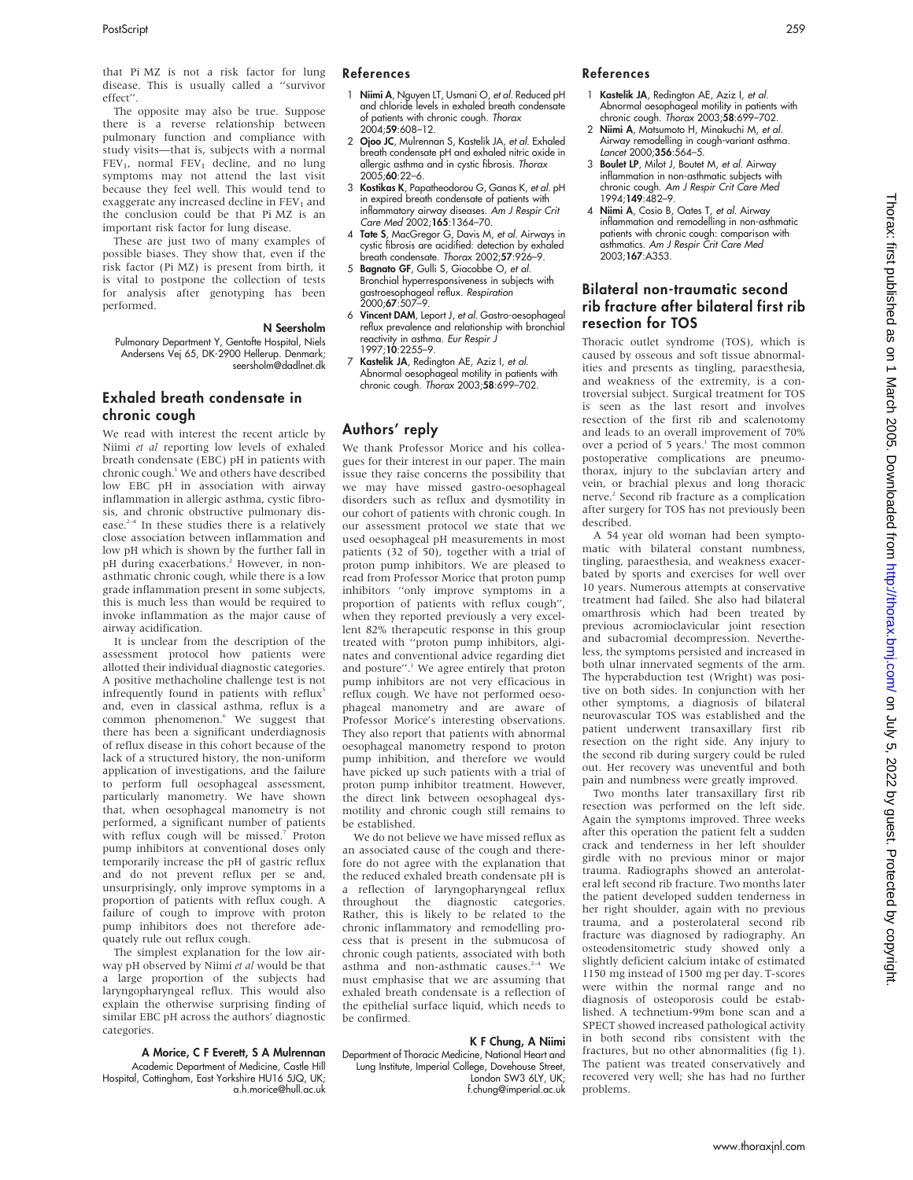that Pi MZ is not a risk factor for lung disease. This is usually called a ''survivor effect''.

The opposite may also be true. Suppose there is a reverse relationship between pulmonary function and compliance with study visits—that is, subjects with a normal $FEV_1$, normal $FEV_1$ decline, and no lung symptoms may not attend the last visit because they feel well. This would tend to exaggerate any increased decline in $FEV_1$ and the conclusion could be that Pi MZ is an important risk factor for lung disease.

These are just two of many examples of possible biases. They show that, even if the risk factor (Pi MZ) is present from birth, it is vital to postpone the collection of tests for analysis after genotyping has been performed.

**N Seersholm**

Pulmonary Department Y, Gentofte Hospital, Niels Andersens Vej 65, DK-2900 Hellerup. Denmark; seersholm@dadlnet.dk

## Exhaled breath condensate in chronic cough

We read with interest the recent article by Niimi *et al* reporting low levels of exhaled breath condensate (EBC) pH in patients with chronic cough.[1] We and others have described low EBC pH in association with airway inflammation in allergic asthma, cystic fibrosis, and chronic obstructive pulmonary disease.[2–4] In these studies there is a relatively close association between inflammation and low pH which is shown by the further fall in pH during exacerbations.[2] However, in non-asthmatic chronic cough, while there is a low grade inflammation present in some subjects, this is much less than would be required to invoke inflammation as the major cause of airway acidification.

It is unclear from the description of the assessment protocol how patients were allotted their individual diagnostic categories. A positive methacholine challenge test is not infrequently found in patients with reflux[5] and, even in classical asthma, reflux is a common phenomenon.[6] We suggest that there has been a significant underdiagnosis of reflux disease in this cohort because of the lack of a structured history, the non-uniform application of investigations, and the failure to perform full oesophageal assessment, particularly manometry. We have shown that, when oesophageal manometry is not performed, a significant number of patients with reflux cough will be missed.[7] Proton pump inhibitors at conventional doses only temporarily increase the pH of gastric reflux and do not prevent reflux per se and, unsurprisingly, only improve symptoms in a proportion of patients with reflux cough. A failure of cough to improve with proton pump inhibitors does not therefore adequately rule out reflux cough.

The simplest explanation for the low airway pH observed by Niimi *et al* would be that a large proportion of the subjects had laryngopharyngeal reflux. This would also explain the otherwise surprising finding of similar EBC pH across the authors' diagnostic categories.

**A Morice, C F Everett, S A Mulrennan**

Academic Department of Medicine, Castle Hill Hospital, Cottingham, East Yorkshire HU16 5JQ, UK; a.h.morice@hull.ac.uk

### References

1. **Niimi A**, Nguyen LT, Usmani O, *et al*. Reduced pH and chloride levels in exhaled breath condensate of patients with chronic cough. *Thorax* 2004;**59**:608–12.
2. **Ojoo JC**, Mulrennan S, Kastelik JA, *et al*. Exhaled breath condensate pH and exhaled nitric oxide in allergic asthma and in cystic fibrosis. *Thorax* 2005;**60**:22–6.
3. **Kostikas K**, Papatheodorou G, Ganas K, *et al*. pH in expired breath condensate of patients with inflammatory airway diseases. *Am J Respir Crit Care Med* 2002;**165**:1364–70.
4. **Tate S**, MacGregor G, Davis M, *et al*. Airways in cystic fibrosis are acidified: detection by exhaled breath condensate. *Thorax* 2002;**57**:926–9.
5. **Bagnato GF**, Gulli S, Giacobbe O, *et al*. Bronchial hyperresponsiveness in subjects with gastroesophageal reflux. *Respiration* 2000;**67**:507–9.
6. **Vincent DAM**, Leport J, *et al*. Gastro-oesophageal reflux prevalence and relationship with bronchial reactivity in asthma. *Eur Respir J* 1997;**10**:2255–9.
7. **Kastelik JA**, Redington AE, Aziz I, *et al*. Abnormal oesophageal motility in patients with chronic cough. *Thorax* 2003;**58**:699–702.

## Authors' reply

We thank Professor Morice and his colleagues for their interest in our paper. The main issue they raise concerns the possibility that we may have missed gastro-oesophageal disorders such as reflux and dysmotility in our cohort of patients with chronic cough. In our assessment protocol we state that we used oesophageal pH measurements in most patients (32 of 50), together with a trial of proton pump inhibitors. We are pleased to read from Professor Morice that proton pump inhibitors ''only improve symptoms in a proportion of patients with reflux cough'', when they reported previously a very excellent 82% therapeutic response in this group treated with ''proton pump inhibitors, alginates and conventional advice regarding diet and posture''.[1] We agree entirely that proton pump inhibitors are not very efficacious in reflux cough. We have not performed oesophageal manometry and are aware of Professor Morice's interesting observations. They also report that patients with abnormal oesophageal manometry respond to proton pump inhibition, and therefore we would have picked up such patients with a trial of proton pump inhibitor treatment. However, the direct link between oesophageal dysmotility and chronic cough still remains to be established.

We do not believe we have missed reflux as an associated cause of the cough and therefore do not agree with the explanation that the reduced exhaled breath condensate pH is a reflection of laryngopharyngeal reflux throughout the diagnostic categories. Rather, this is likely to be related to the chronic inflammatory and remodelling process that is present in the submucosa of chronic cough patients, associated with both asthma and non-asthmatic causes.[2–4] We must emphasise that we are assuming that exhaled breath condensate is a reflection of the epithelial surface liquid, which needs to be confirmed.

**K F Chung, A Niimi**

Department of Thoracic Medicine, National Heart and Lung Institute, Imperial College, Dovehouse Street, London SW3 6LY, UK; f.chung@imperial.ac.uk

### References

1. **Kastelik JA**, Redington AE, Aziz I, *et al*. Abnormal oesophageal motility in patients with chronic cough. *Thorax* 2003;**58**:699–702.
2. **Niimi A**, Matsumoto H, Minakuchi M, *et al*. Airway remodelling in cough-variant asthma. *Lancet* 2000;**356**:564–5.
3. **Boulet LP**, Milot J, Boutet M, *et al*. Airway inflammation in non-asthmatic subjects with chronic cough. *Am J Respir Crit Care Med* 1994;**149**:482–9.
4. **Niimi A**, Cosio B, Oates T, *et al*. Airway inflammation and remodelling in non-asthmatic patients with chronic cough: comparison with asthmatics. *Am J Respir Crit Care Med* 2003;**167**:A353.

## Bilateral non-traumatic second rib fracture after bilateral first rib resection for TOS

Thoracic outlet syndrome (TOS), which is caused by osseous and soft tissue abnormalities and presents as tingling, paraesthesia, and weakness of the extremity, is a controversial subject. Surgical treatment for TOS is seen as the last resort and involves resection of the first rib and scalenotomy and leads to an overall improvement of 70% over a period of 5 years.[1] The most common postoperative complications are pneumothorax, injury to the subclavian artery and vein, or brachial plexus and long thoracic nerve.[2] Second rib fracture as a complication after surgery for TOS has not previously been described.

A 54 year old woman had been symptomatic with bilateral constant numbness, tingling, paraesthesia, and weakness exacerbated by sports and exercises for well over 10 years. Numerous attempts at conservative treatment had failed. She also had bilateral omarthrosis which had been treated by previous acromioclavicular joint resection and subacromial decompression. Nevertheless, the symptoms persisted and increased in both ulnar innervated segments of the arm. The hyperabduction test (Wright) was positive on both sides. In conjunction with her other symptoms, a diagnosis of bilateral neurovascular TOS was established and the patient underwent transaxillary first rib resection on the right side. Any injury to the second rib during surgery could be ruled out. Her recovery was uneventful and both pain and numbness were greatly improved.

Two months later transaxillary first rib resection was performed on the left side. Again the symptoms improved. Three weeks after this operation the patient felt a sudden crack and tenderness in her left shoulder girdle with no previous minor or major trauma. Radiographs showed an anterolateral left second rib fracture. Two months later the patient developed sudden tenderness in her right shoulder, again with no previous trauma, and a posterolateral second rib fracture was diagnosed by radiography. An osteodensitometric study showed only a slightly deficient calcium intake of estimated 1150 mg instead of 1500 mg per day. T-scores were within the normal range and no diagnosis of osteoporosis could be established. A technetium-99m bone scan and a SPECT showed increased pathological activity in both second ribs consistent with the fractures, but no other abnormalities (fig 1). The patient was treated conservatively and recovered very well; she has had no further problems.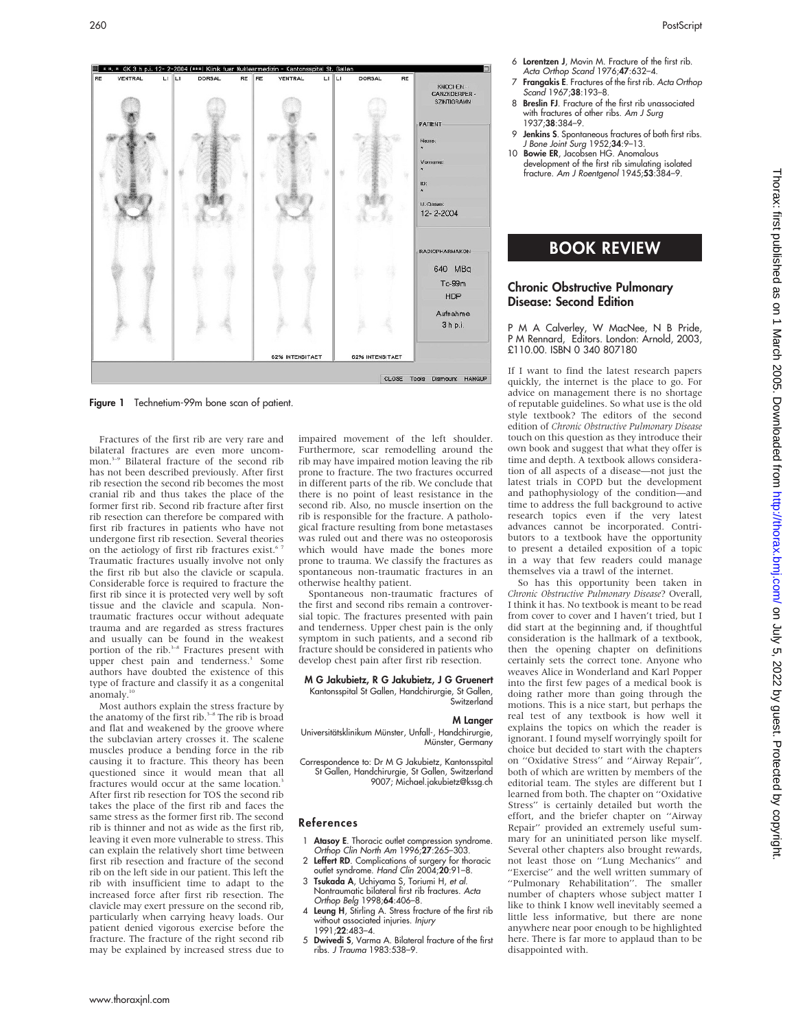Figure 1 Technetium-99m bone scan of patient.

Fractures of the first rib are very rare and bilateral fractures are even more uncommon.[3–9] Bilateral fracture of the second rib has not been described previously. After first rib resection the second rib becomes the most cranial rib and thus takes the place of the former first rib. Second rib fracture after first rib resection can therefore be compared with first rib fractures in patients who have not undergone first rib resection. Several theories on the aetiology of first rib fractures exist.[6 7] Traumatic fractures usually involve not only the first rib but also the clavicle or scapula. Considerable force is required to fracture the first rib since it is protected very well by soft tissue and the clavicle and scapula. Nontraumatic fractures occur without adequate trauma and are regarded as stress fractures and usually can be found in the weakest portion of the rib.[3–8] Fractures present with upper chest pain and tenderness.[3] Some authors have doubted the existence of this type of fracture and classify it as a congenital anomaly.[10]

Most authors explain the stress fracture by the anatomy of the first rib.[3–8] The rib is broad and flat and weakened by the groove where the subclavian artery crosses it. The scalene muscles produce a bending force in the rib causing it to fracture. This theory has been questioned since it would mean that all fractures would occur at the same location.[3] After first rib resection for TOS the second rib takes the place of the first rib and faces the same stress as the former first rib. The second rib is thinner and not as wide as the first rib, leaving it even more vulnerable to stress. This can explain the relatively short time between first rib resection and fracture of the second rib on the left side in our patient. This left the rib with insufficient time to adapt to the increased force after first rib resection. The clavicle may exert pressure on the second rib, particularly when carrying heavy loads. Our patient denied vigorous exercise before the fracture. The fracture of the right second rib may be explained by increased stress due to impaired movement of the left shoulder. Furthermore, scar remodelling around the rib may have impaired motion leaving the rib prone to fracture. The two fractures occurred in different parts of the rib. We conclude that there is no point of least resistance in the second rib. Also, no muscle insertion on the rib is responsible for the fracture. A pathological fracture resulting from bone metastases was ruled out and there was no osteoporosis which would have made the bones more prone to trauma. We classify the fractures as spontaneous non-traumatic fractures in an otherwise healthy patient.

Spontaneous non-traumatic fractures of the first and second ribs remain a controversial topic. The fractures presented with pain and tenderness. Upper chest pain is the only symptom in such patients, and a second rib fracture should be considered in patients who develop chest pain after first rib resection.

**M G Jakubietz, R G Jakubietz, J G Gruenert**
Kantonsspital St Gallen, Handchirurgie, St Gallen, Switzerland

**M Langer**
Universitätsklinikum Münster, Unfall-, Handchirurgie, Münster, Germany

Correspondence to: Dr M G Jakubietz, Kantonsspital St Gallen, Handchirurgie, St Gallen, Switzerland 9007; Michael.jakubietz@kssg.ch

## References

1. **Atasoy E**. Thoracic outlet compression syndrome. *Orthop Clin North Am* 1996;**27**:265–303.
2. **Leffert RD**. Complications of surgery for thoracic outlet syndrome. *Hand Clin* 2004;**20**:91–8.
3. **Tsukada A**, Uchiyama S, Toriumi H, *et al*. Nontraumatic bilateral first rib fractures. *Acta Orthop Belg* 1998;**64**:406–8.
4. **Leung H**, Stirling A. Stress fracture of the first rib without associated injuries. *Injury* 1991;**22**:483–4.
5. **Dwivedi S**, Varma A. Bilateral fracture of the first ribs. *J Trauma* 1983:538–9.
6. **Lorentzen J**, Movin M. Fracture of the first rib. *Acta Orthop Scand* 1976;**47**:632–4.
7. **Frangakis E**. Fractures of the first rib. *Acta Orthop Scand* 1967;**38**:193–8.
8. **Breslin FJ**. Fracture of the first rib unassociated with fractures of other ribs. *Am J Surg* 1937;**38**:384–9.
9. **Jenkins S**. Spontaneous fractures of both first ribs. *J Bone Joint Surg* 1952;**34**:9–13.
10. **Bowie ER**, Jacobsen HG. Anomalous development of the first rib simulating isolated fracture. *Am J Roentgenol* 1945;**53**:384–9.

# BOOK REVIEW

## Chronic Obstructive Pulmonary Disease: Second Edition

P M A Calverley, W MacNee, N B Pride, P M Rennard, Editors. London: Arnold, 2003, £110.00. ISBN 0 340 807180

If I want to find the latest research papers quickly, the internet is the place to go. For advice on management there is no shortage of reputable guidelines. So what use is the old style textbook? The editors of the second edition of *Chronic Obstructive Pulmonary Disease* touch on this question as they introduce their own book and suggest that what they offer is time and depth. A textbook allows consideration of all aspects of a disease—not just the latest trials in COPD but the development and pathophysiology of the condition—and time to address the full background to active research topics even if the very latest advances cannot be incorporated. Contributors to a textbook have the opportunity to present a detailed exposition of a topic in a way that few readers could manage themselves via a trawl of the internet.

So has this opportunity been taken in *Chronic Obstructive Pulmonary Disease*? Overall, I think it has. No textbook is meant to be read from cover to cover and I haven't tried, but I did start at the beginning and, if thoughtful consideration is the hallmark of a textbook, then the opening chapter on definitions certainly sets the correct tone. Anyone who weaves Alice in Wonderland and Karl Popper into the first few pages of a medical book is doing rather more than going through the motions. This is a nice start, but perhaps the real test of any textbook is how well it explains the topics on which the reader is ignorant. I found myself worryingly spoilt for choice but decided to start with the chapters on "Oxidative Stress" and "Airway Repair", both of which are written by members of the editorial team. The styles are different but I learned from both. The chapter on "Oxidative Stress" is certainly detailed but worth the effort, and the briefer chapter on "Airway Repair" provided an extremely useful summary for an uninitiated person like myself. Several other chapters also brought rewards, not least those on "Lung Mechanics" and "Exercise" and the well written summary of "Pulmonary Rehabilitation". The smaller number of chapters whose subject matter I like to think I know well inevitably seemed a little less informative, but there are none anywhere near poor enough to be highlighted here. There is far more to applaud than to be disappointed with.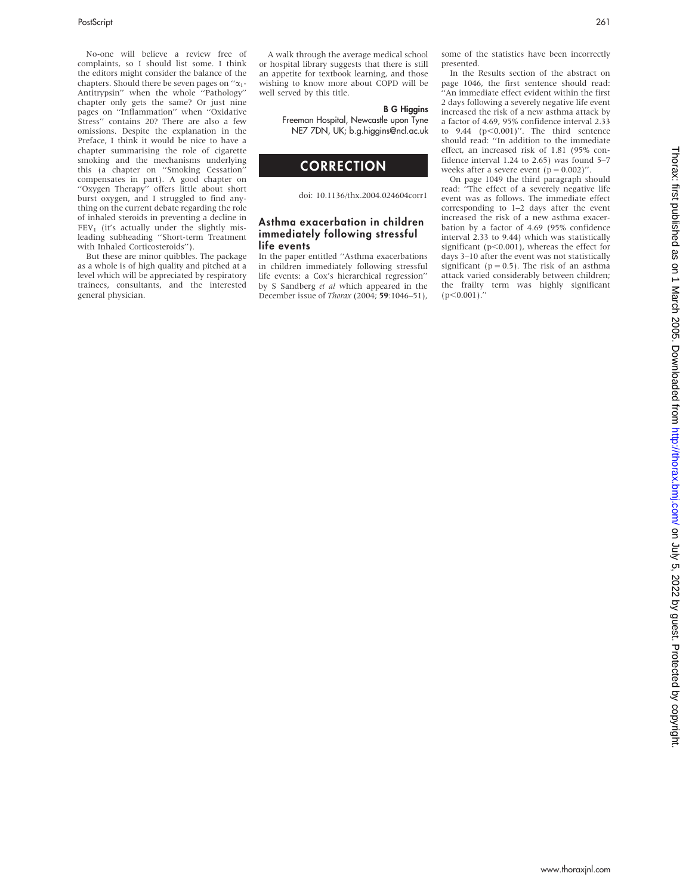No-one will believe a review free of complaints, so I should list some. I think the editors might consider the balance of the chapters. Should there be seven pages on "$\alpha_1$-Antitrypsin" when the whole "Pathology" chapter only gets the same? Or just nine pages on "Inflammation" when "Oxidative Stress" contains 20? There are also a few omissions. Despite the explanation in the Preface, I think it would be nice to have a chapter summarising the role of cigarette smoking and the mechanisms underlying this (a chapter on "Smoking Cessation" compensates in part). A good chapter on "Oxygen Therapy" offers little about short burst oxygen, and I struggled to find anything on the current debate regarding the role of inhaled steroids in preventing a decline in $FEV_1$ (it's actually under the slightly misleading subheading "Short-term Treatment with Inhaled Corticosteroids").

But these are minor quibbles. The package as a whole is of high quality and pitched at a level which will be appreciated by respiratory trainees, consultants, and the interested general physician.

A walk through the average medical school or hospital library suggests that there is still an appetite for textbook learning, and those wishing to know more about COPD will be well served by this title.

**B G Higgins**
Freeman Hospital, Newcastle upon Tyne NE7 7DN, UK; b.g.higgins@ncl.ac.uk

# CORRECTION

doi: 10.1136/thx.2004.024604corr1

## Asthma exacerbation in children immediately following stressful life events

In the paper entitled "Asthma exacerbations in children immediately following stressful life events: a Cox's hierarchical regression" by S Sandberg *et al* which appeared in the December issue of *Thorax* (2004; **59**:1046–51), some of the statistics have been incorrectly presented.

In the Results section of the abstract on page 1046, the first sentence should read: "An immediate effect evident within the first 2 days following a severely negative life event increased the risk of a new asthma attack by a factor of 4.69, 95% confidence interval 2.33 to 9.44 ($p<0.001$)". The third sentence should read: "In addition to the immediate effect, an increased risk of 1.81 (95% confidence interval 1.24 to 2.65) was found 5–7 weeks after a severe event ($p = 0.002$)".

On page 1049 the third paragraph should read: "The effect of a severely negative life event was as follows. The immediate effect corresponding to 1–2 days after the event increased the risk of a new asthma exacerbation by a factor of 4.69 (95% confidence interval 2.33 to 9.44) which was statistically significant ($p<0.001$), whereas the effect for days 3–10 after the event was not statistically significant ($p = 0.5$). The risk of an asthma attack varied considerably between children; the frailty term was highly significant ($p<0.001$)."